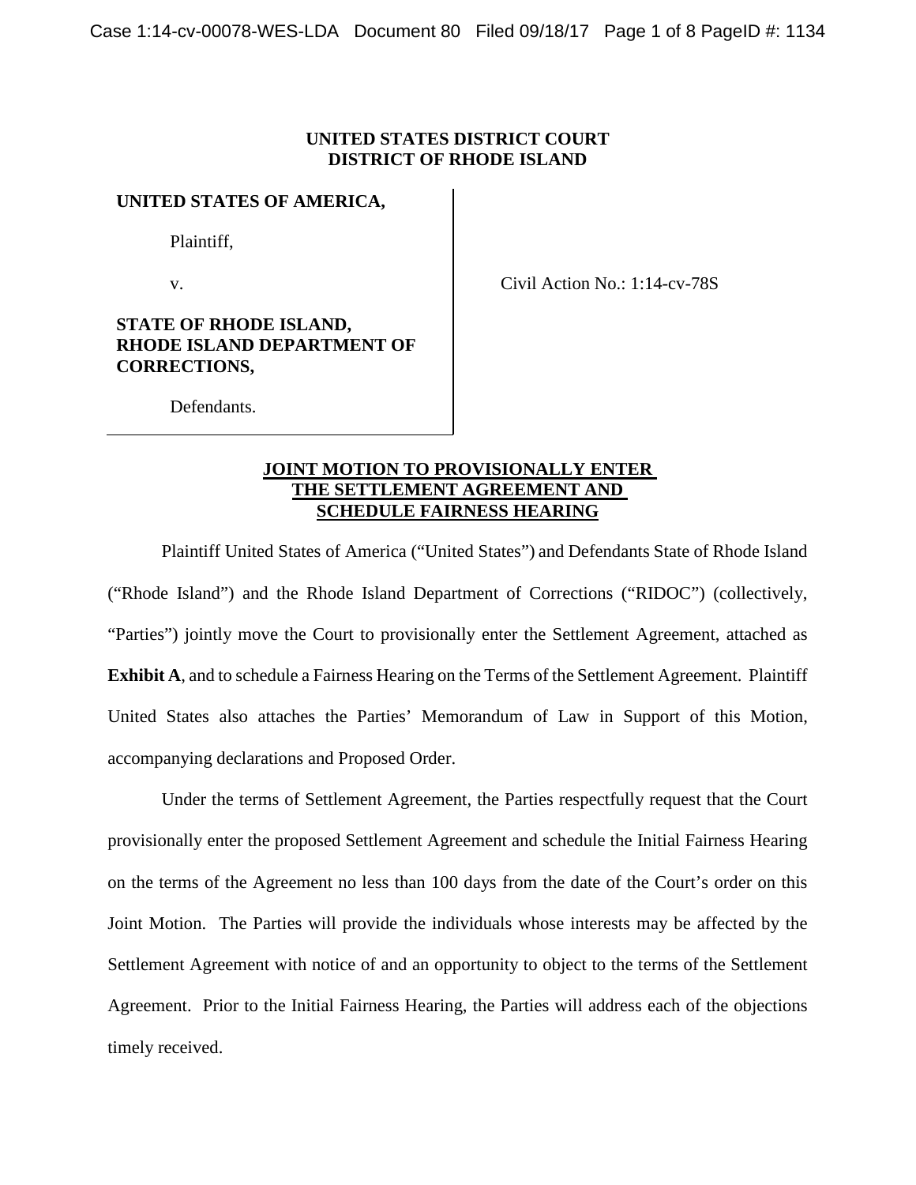**UNITED STATES DISTRICT COURT**
**DISTRICT OF RHODE ISLAND**

**UNITED STATES OF AMERICA,**

Plaintiff,

v.

**STATE OF RHODE ISLAND, RHODE ISLAND DEPARTMENT OF CORRECTIONS,**

Defendants.

Civil Action No.: 1:14-cv-78S

**JOINT MOTION TO PROVISIONALLY ENTER THE SETTLEMENT AGREEMENT AND SCHEDULE FAIRNESS HEARING**

Plaintiff United States of America ("United States") and Defendants State of Rhode Island ("Rhode Island") and the Rhode Island Department of Corrections ("RIDOC") (collectively, "Parties") jointly move the Court to provisionally enter the Settlement Agreement, attached as **Exhibit A**, and to schedule a Fairness Hearing on the Terms of the Settlement Agreement. Plaintiff United States also attaches the Parties' Memorandum of Law in Support of this Motion, accompanying declarations and Proposed Order.

Under the terms of Settlement Agreement, the Parties respectfully request that the Court provisionally enter the proposed Settlement Agreement and schedule the Initial Fairness Hearing on the terms of the Agreement no less than 100 days from the date of the Court's order on this Joint Motion. The Parties will provide the individuals whose interests may be affected by the Settlement Agreement with notice of and an opportunity to object to the terms of the Settlement Agreement. Prior to the Initial Fairness Hearing, the Parties will address each of the objections timely received.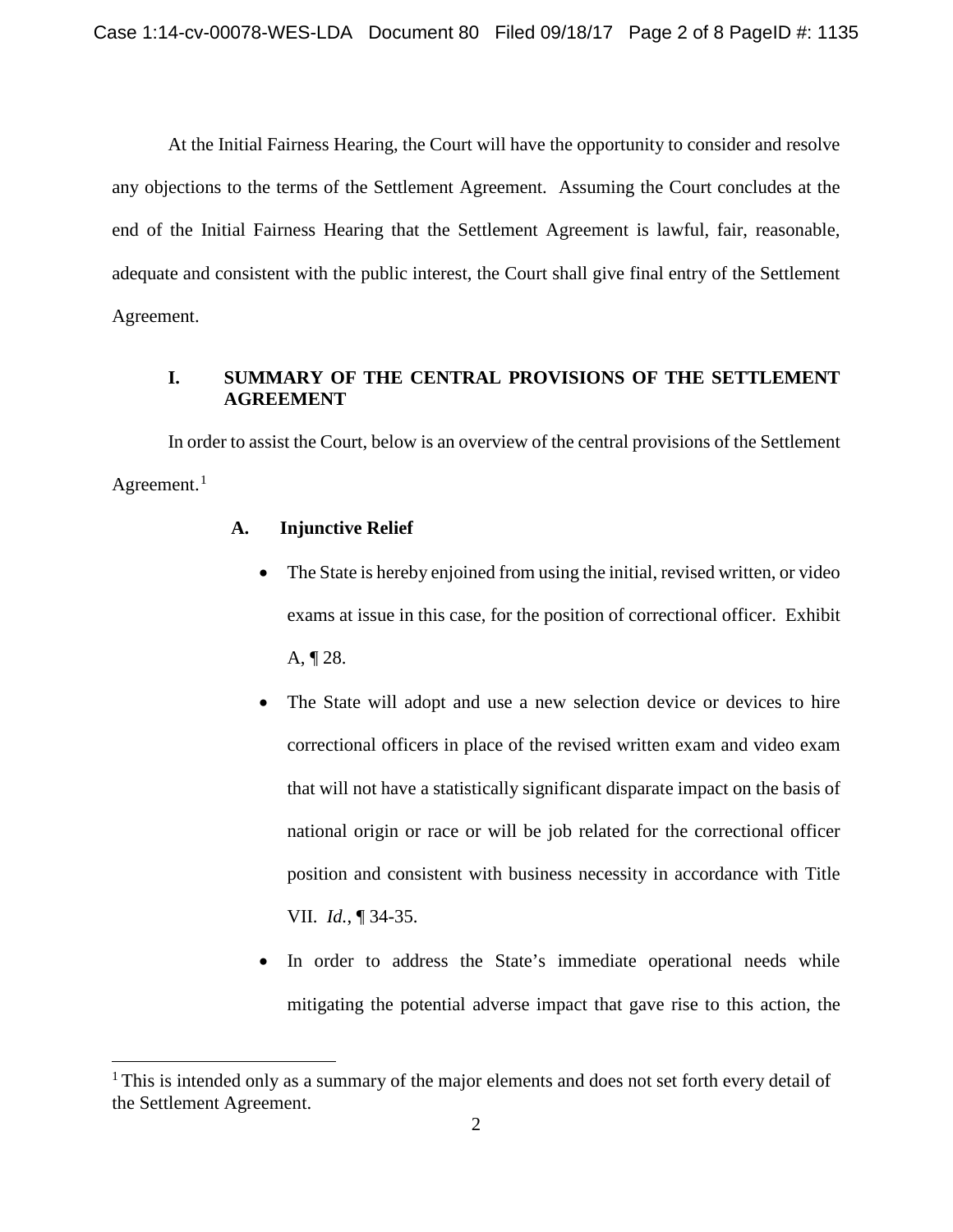At the Initial Fairness Hearing, the Court will have the opportunity to consider and resolve any objections to the terms of the Settlement Agreement. Assuming the Court concludes at the end of the Initial Fairness Hearing that the Settlement Agreement is lawful, fair, reasonable, adequate and consistent with the public interest, the Court shall give final entry of the Settlement Agreement.

## I. SUMMARY OF THE CENTRAL PROVISIONS OF THE SETTLEMENT AGREEMENT

In order to assist the Court, below is an overview of the central provisions of the Settlement Agreement.[1]

### A. Injunctive Relief

- The State is hereby enjoined from using the initial, revised written, or video exams at issue in this case, for the position of correctional officer. Exhibit A, ¶ 28.
- The State will adopt and use a new selection device or devices to hire correctional officers in place of the revised written exam and video exam that will not have a statistically significant disparate impact on the basis of national origin or race or will be job related for the correctional officer position and consistent with business necessity in accordance with Title VII. *Id.*, ¶ 34-35.
- In order to address the State's immediate operational needs while mitigating the potential adverse impact that gave rise to this action, the

[1] This is intended only as a summary of the major elements and does not set forth every detail of the Settlement Agreement.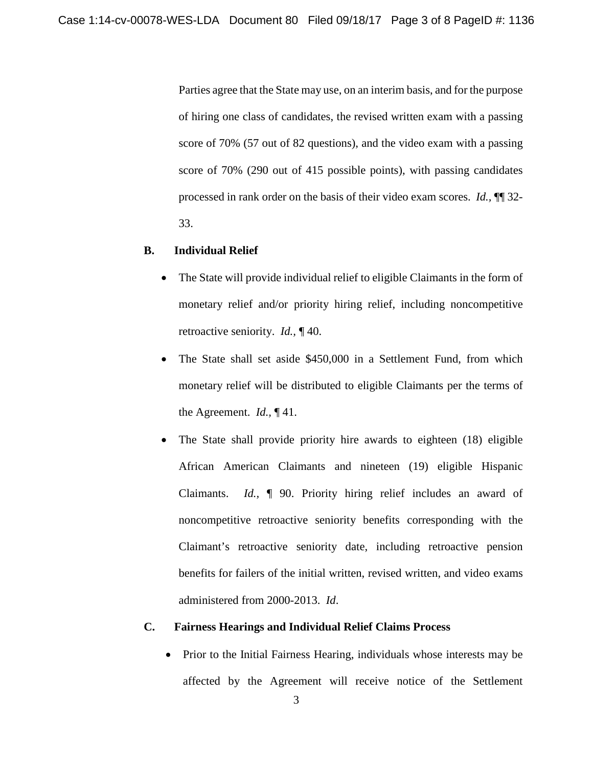Parties agree that the State may use, on an interim basis, and for the purpose of hiring one class of candidates, the revised written exam with a passing score of 70% (57 out of 82 questions), and the video exam with a passing score of 70% (290 out of 415 possible points), with passing candidates processed in rank order on the basis of their video exam scores. *Id.*, ¶¶ 32-33.

### B. Individual Relief

- The State will provide individual relief to eligible Claimants in the form of monetary relief and/or priority hiring relief, including noncompetitive retroactive seniority. *Id.*, ¶ 40.
- The State shall set aside $450,000 in a Settlement Fund, from which monetary relief will be distributed to eligible Claimants per the terms of the Agreement. *Id.*, ¶ 41.
- The State shall provide priority hire awards to eighteen (18) eligible African American Claimants and nineteen (19) eligible Hispanic Claimants. *Id.*, ¶ 90. Priority hiring relief includes an award of noncompetitive retroactive seniority benefits corresponding with the Claimant's retroactive seniority date, including retroactive pension benefits for failers of the initial written, revised written, and video exams administered from 2000-2013. *Id*.

### C. Fairness Hearings and Individual Relief Claims Process

- Prior to the Initial Fairness Hearing, individuals whose interests may be affected by the Agreement will receive notice of the Settlement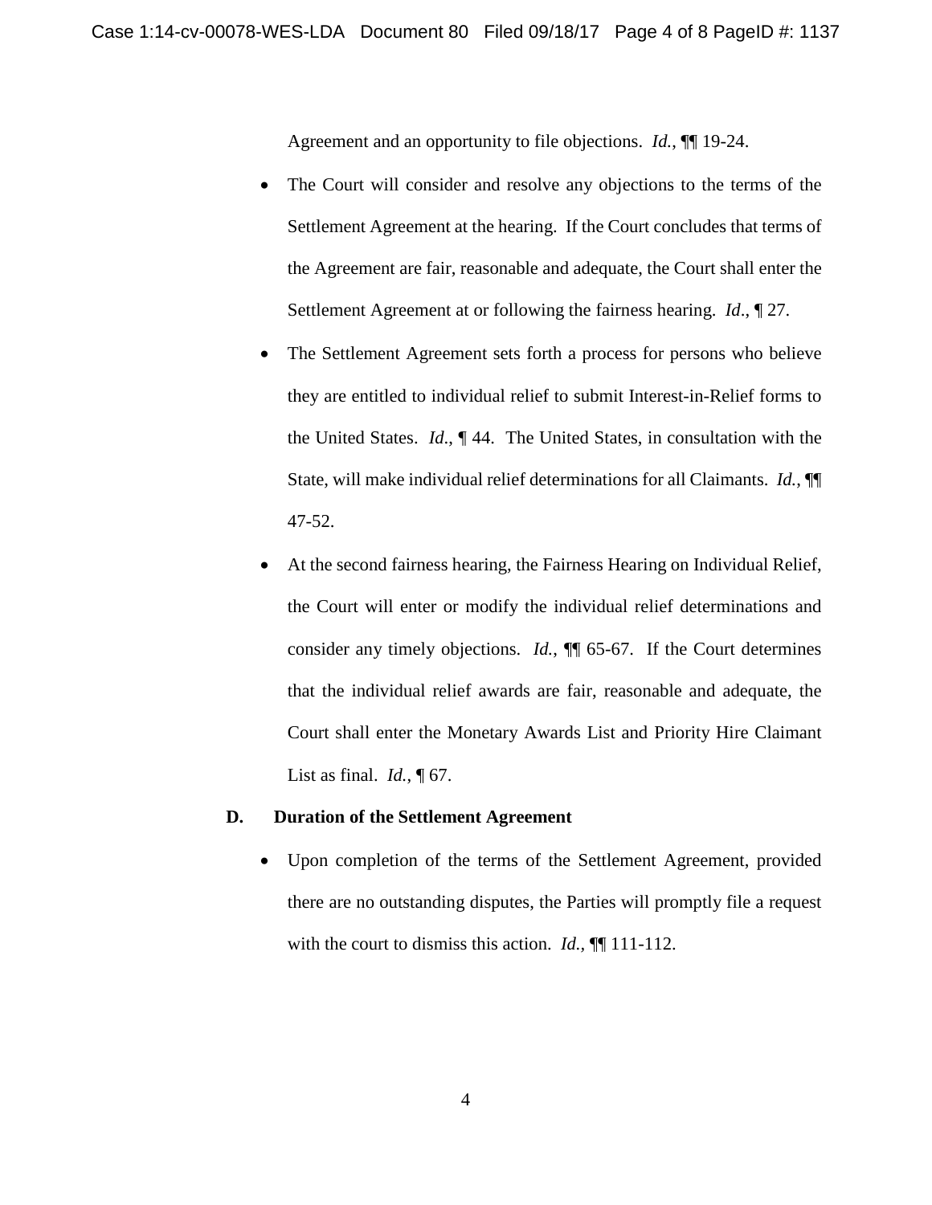Agreement and an opportunity to file objections. *Id.*, ¶¶ 19-24.

- The Court will consider and resolve any objections to the terms of the Settlement Agreement at the hearing. If the Court concludes that terms of the Agreement are fair, reasonable and adequate, the Court shall enter the Settlement Agreement at or following the fairness hearing. *Id*., ¶ 27.

- The Settlement Agreement sets forth a process for persons who believe they are entitled to individual relief to submit Interest-in-Relief forms to the United States. *Id*., ¶ 44. The United States, in consultation with the State, will make individual relief determinations for all Claimants. *Id.*, ¶¶ 47-52.

- At the second fairness hearing, the Fairness Hearing on Individual Relief, the Court will enter or modify the individual relief determinations and consider any timely objections. *Id.*, ¶¶ 65-67. If the Court determines that the individual relief awards are fair, reasonable and adequate, the Court shall enter the Monetary Awards List and Priority Hire Claimant List as final. *Id.*, ¶ 67.

### D. Duration of the Settlement Agreement

- Upon completion of the terms of the Settlement Agreement, provided there are no outstanding disputes, the Parties will promptly file a request with the court to dismiss this action. *Id.*, ¶¶ 111-112.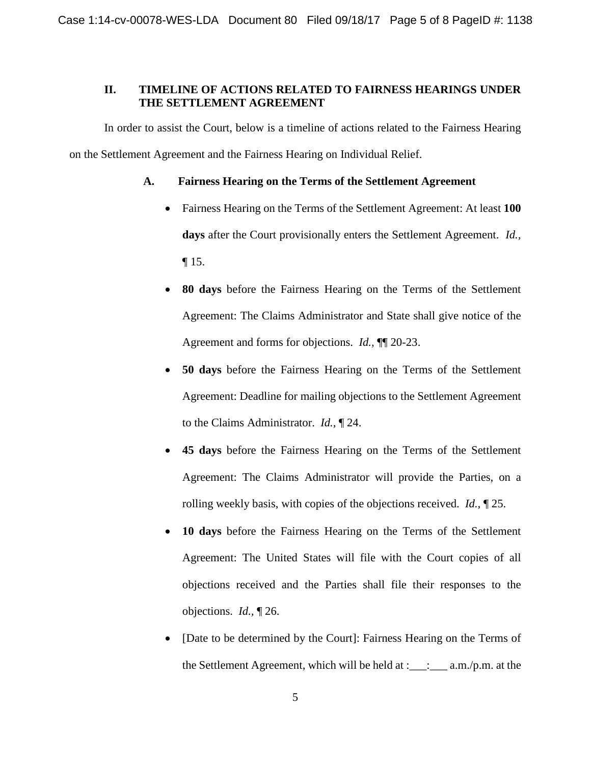## II. TIMELINE OF ACTIONS RELATED TO FAIRNESS HEARINGS UNDER THE SETTLEMENT AGREEMENT

In order to assist the Court, below is a timeline of actions related to the Fairness Hearing on the Settlement Agreement and the Fairness Hearing on Individual Relief.

### A. Fairness Hearing on the Terms of the Settlement Agreement

- Fairness Hearing on the Terms of the Settlement Agreement: At least **100 days** after the Court provisionally enters the Settlement Agreement. *Id.,* ¶ 15.
- **80 days** before the Fairness Hearing on the Terms of the Settlement Agreement: The Claims Administrator and State shall give notice of the Agreement and forms for objections. *Id.,* ¶¶ 20-23.
- **50 days** before the Fairness Hearing on the Terms of the Settlement Agreement: Deadline for mailing objections to the Settlement Agreement to the Claims Administrator. *Id.,* ¶ 24.
- **45 days** before the Fairness Hearing on the Terms of the Settlement Agreement: The Claims Administrator will provide the Parties, on a rolling weekly basis, with copies of the objections received. *Id.,* ¶ 25.
- **10 days** before the Fairness Hearing on the Terms of the Settlement Agreement: The United States will file with the Court copies of all objections received and the Parties shall file their responses to the objections. *Id.,* ¶ 26.
- [Date to be determined by the Court]: Fairness Hearing on the Terms of the Settlement Agreement, which will be held at :___:___ a.m./p.m. at the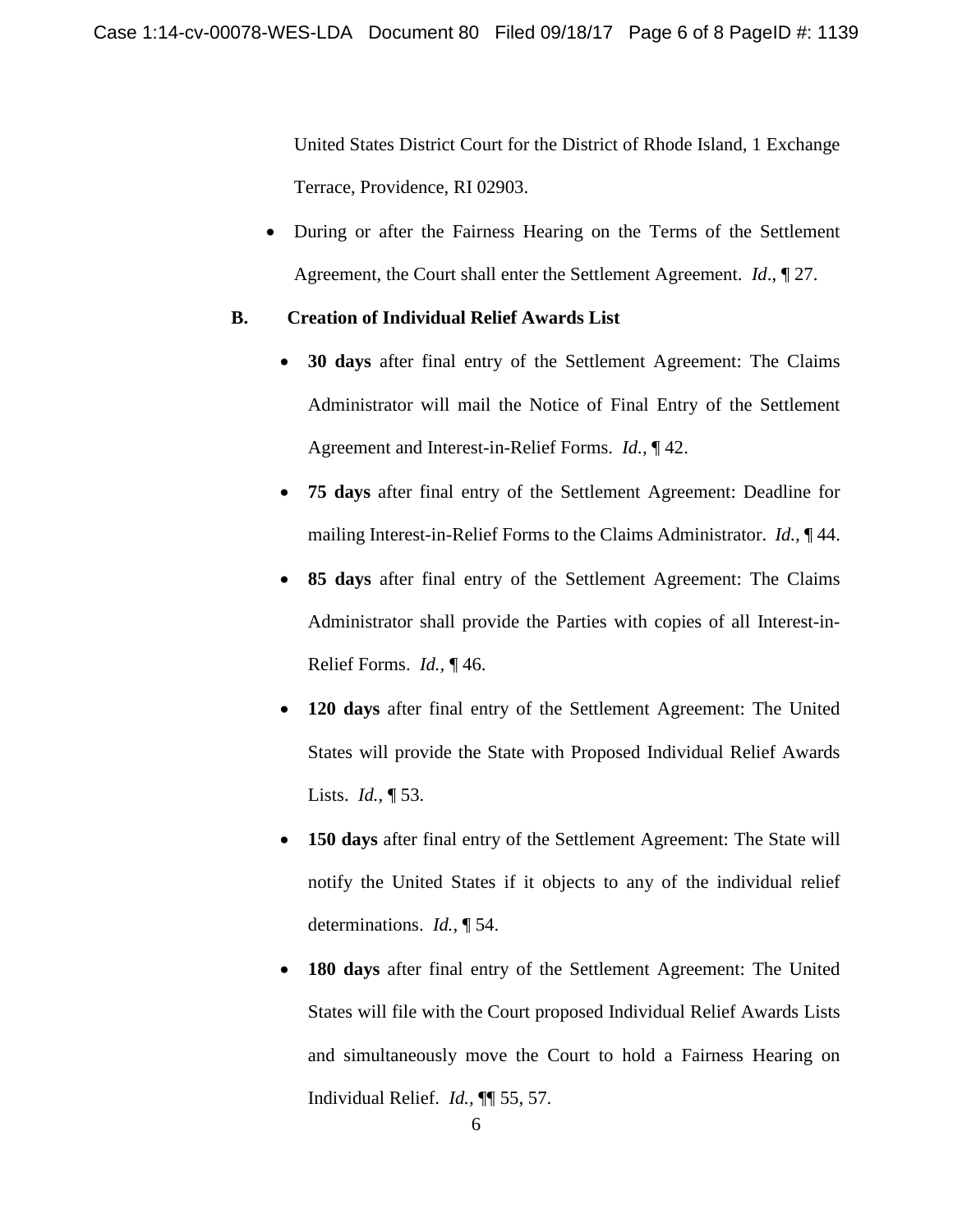United States District Court for the District of Rhode Island, 1 Exchange Terrace, Providence, RI 02903.

- During or after the Fairness Hearing on the Terms of the Settlement Agreement, the Court shall enter the Settlement Agreement. *Id*., ¶ 27.

**B. Creation of Individual Relief Awards List**

- **30 days** after final entry of the Settlement Agreement: The Claims Administrator will mail the Notice of Final Entry of the Settlement Agreement and Interest-in-Relief Forms. *Id.*, ¶ 42.
- **75 days** after final entry of the Settlement Agreement: Deadline for mailing Interest-in-Relief Forms to the Claims Administrator. *Id.*, ¶ 44.
- **85 days** after final entry of the Settlement Agreement: The Claims Administrator shall provide the Parties with copies of all Interest-in-Relief Forms. *Id.*, ¶ 46.
- **120 days** after final entry of the Settlement Agreement: The United States will provide the State with Proposed Individual Relief Awards Lists. *Id.*, ¶ 53.
- **150 days** after final entry of the Settlement Agreement: The State will notify the United States if it objects to any of the individual relief determinations. *Id.*, ¶ 54.
- **180 days** after final entry of the Settlement Agreement: The United States will file with the Court proposed Individual Relief Awards Lists and simultaneously move the Court to hold a Fairness Hearing on Individual Relief. *Id.*, ¶¶ 55, 57.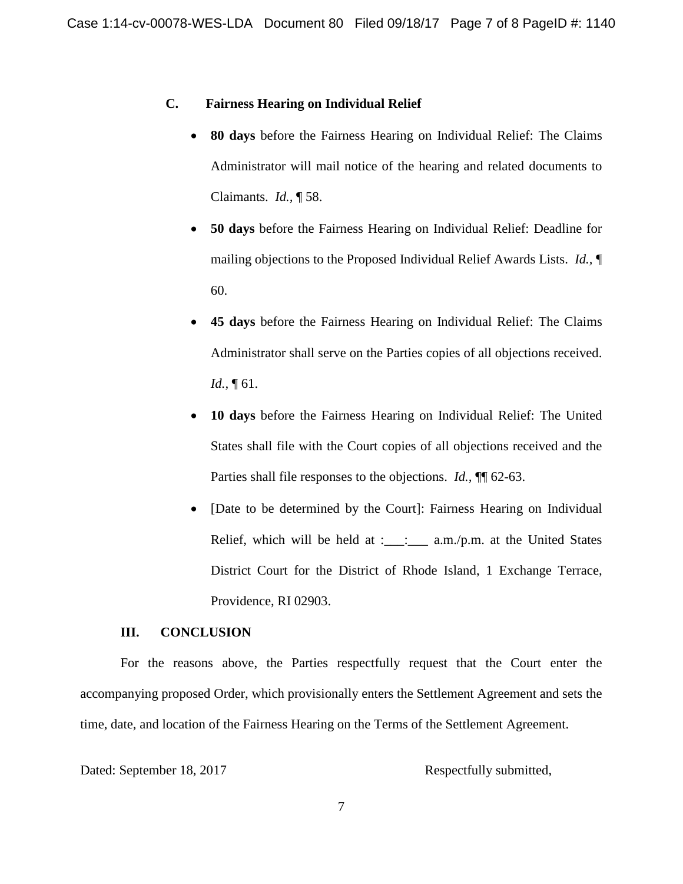### C. Fairness Hearing on Individual Relief

- **80 days** before the Fairness Hearing on Individual Relief: The Claims Administrator will mail notice of the hearing and related documents to Claimants. *Id.*, ¶ 58.
- **50 days** before the Fairness Hearing on Individual Relief: Deadline for mailing objections to the Proposed Individual Relief Awards Lists. *Id.*, ¶ 60.
- **45 days** before the Fairness Hearing on Individual Relief: The Claims Administrator shall serve on the Parties copies of all objections received. *Id.*, ¶ 61.
- **10 days** before the Fairness Hearing on Individual Relief: The United States shall file with the Court copies of all objections received and the Parties shall file responses to the objections. *Id.*, ¶¶ 62-63.
- [Date to be determined by the Court]: Fairness Hearing on Individual Relief, which will be held at :___:___ a.m./p.m. at the United States District Court for the District of Rhode Island, 1 Exchange Terrace, Providence, RI 02903.

## III. CONCLUSION

For the reasons above, the Parties respectfully request that the Court enter the accompanying proposed Order, which provisionally enters the Settlement Agreement and sets the time, date, and location of the Fairness Hearing on the Terms of the Settlement Agreement.

Dated: September 18, 2017

Respectfully submitted,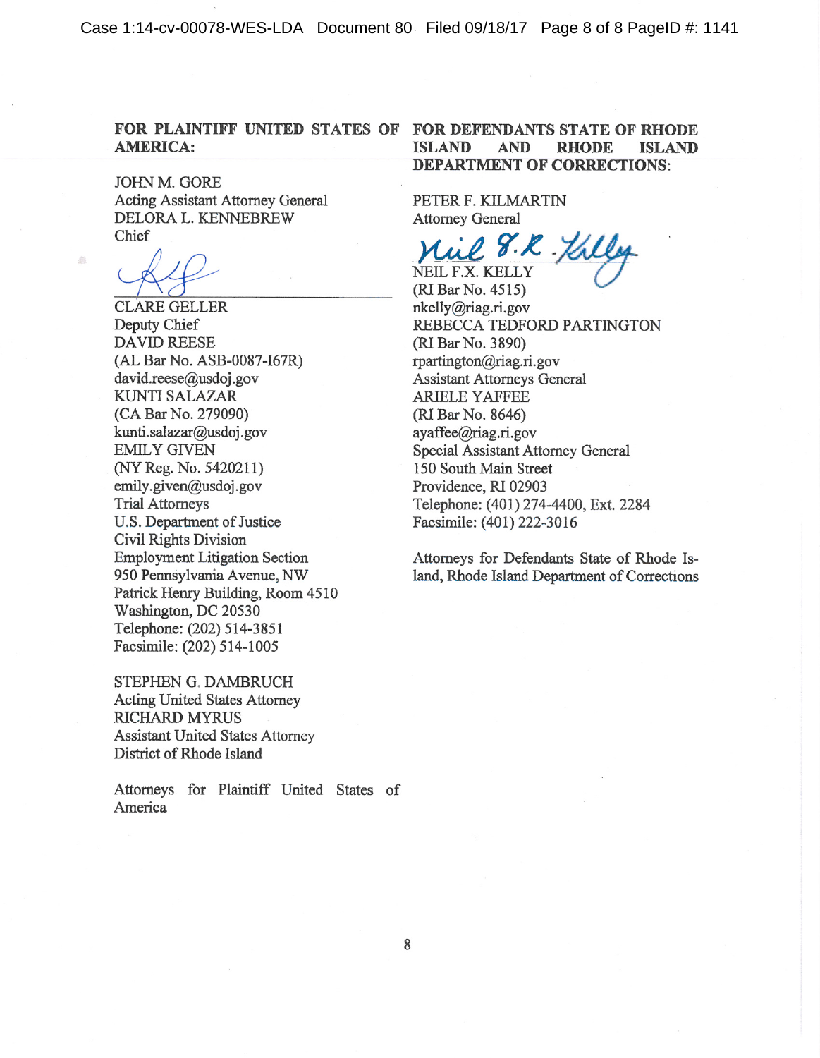**FOR PLAINTIFF UNITED STATES OF AMERICA:**

JOHN M. GORE
Acting Assistant Attorney General
DELORA L. KENNEBREW
Chief

CLARE GELLER
Deputy Chief
DAVID REESE
(AL Bar No. ASB-0087-I67R)
david.reese@usdoj.gov
KUNTI SALAZAR
(CA Bar No. 279090)
kunti.salazar@usdoj.gov
EMILY GIVEN
(NY Reg. No. 5420211)
emily.given@usdoj.gov
Trial Attorneys
U.S. Department of Justice
Civil Rights Division
Employment Litigation Section
950 Pennsylvania Avenue, NW
Patrick Henry Building, Room 4510
Washington, DC 20530
Telephone: (202) 514-3851
Facsimile: (202) 514-1005

STEPHEN G. DAMBRUCH
Acting United States Attorney
RICHARD MYRUS
Assistant United States Attorney
District of Rhode Island

Attorneys for Plaintiff United States of America

**FOR DEFENDANTS STATE OF RHODE ISLAND AND RHODE ISLAND DEPARTMENT OF CORRECTIONS:**

PETER F. KILMARTIN
Attorney General

NEIL F.X. KELLY
(RI Bar No. 4515)
nkelly@riag.ri.gov
REBECCA TEDFORD PARTINGTON
(RI Bar No. 3890)
rpartington@riag.ri.gov
Assistant Attorneys General
ARIELE YAFFEE
(RI Bar No. 8646)
ayaffee@riag.ri.gov
Special Assistant Attorney General
150 South Main Street
Providence, RI 02903
Telephone: (401) 274-4400, Ext. 2284
Facsimile: (401) 222-3016

Attorneys for Defendants State of Rhode Island, Rhode Island Department of Corrections